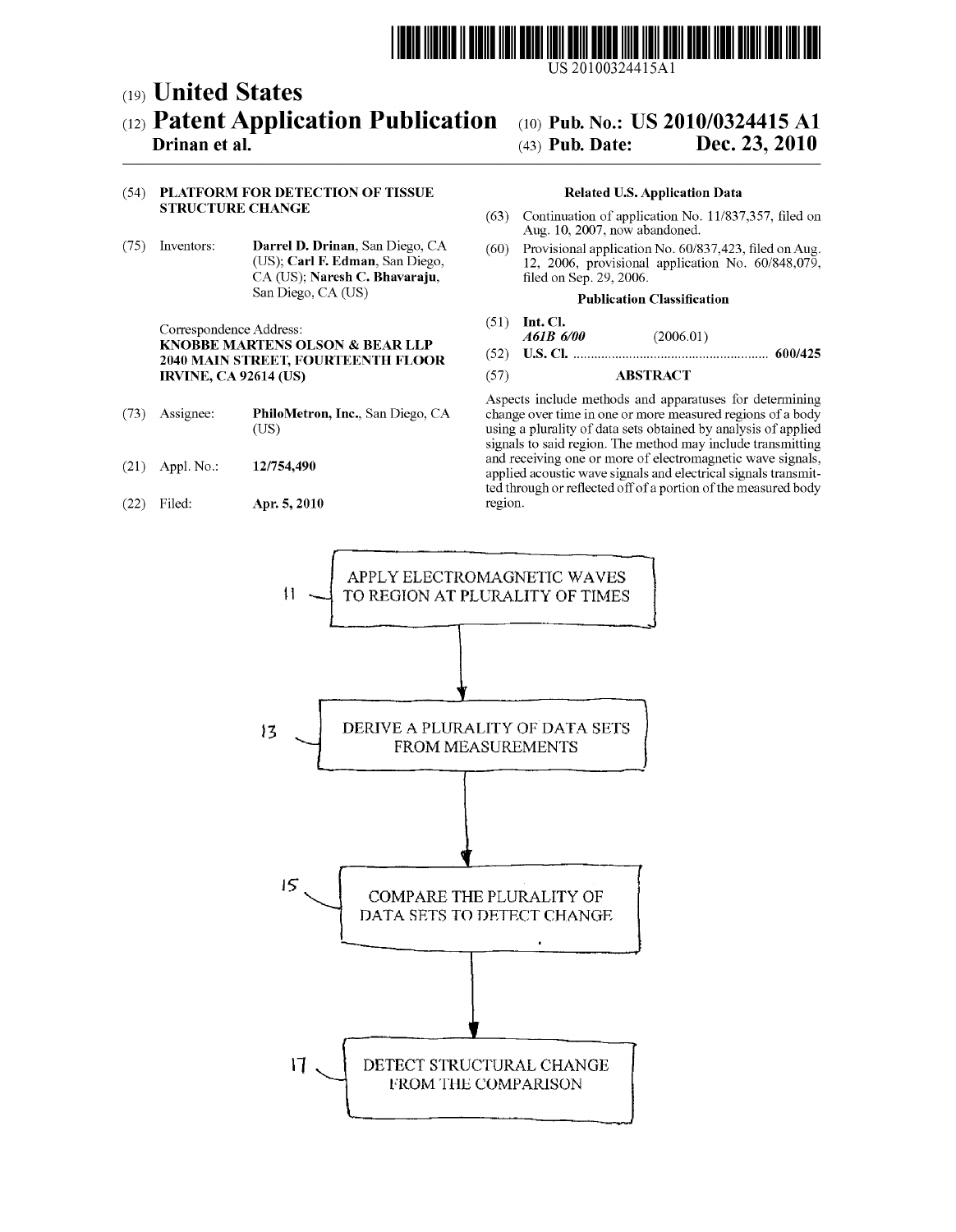US 20100324415A1

(19) **United States**

(12) **Patent Application Publication**

**Drinan et al.**

(10) **Pub. No.: US 2010/0324415 A1**

(43) **Pub. Date: Dec. 23, 2010**

(54) **PLATFORM FOR DETECTION OF TISSUE STRUCTURE CHANGE**

(75) Inventors: **Darrel D. Drinan**, San Diego, CA (US); **Carl F. Edman**, San Diego, CA (US); **Naresh C. Bhavaraju**, San Diego, CA (US)

Correspondence Address:
**KNOBBE MARTENS OLSON & BEAR LLP**
**2040 MAIN STREET, FOURTEENTH FLOOR**
**IRVINE, CA 92614 (US)**

(73) Assignee: **PhiloMetron, Inc.**, San Diego, CA (US)

(21) Appl. No.: **12/754,490**

(22) Filed: **Apr. 5, 2010**

**Related U.S. Application Data**

(63) Continuation of application No. 11/837,357, filed on Aug. 10, 2007, now abandoned.

(60) Provisional application No. 60/837,423, filed on Aug. 12, 2006, provisional application No. 60/848,079, filed on Sep. 29, 2006.

**Publication Classification**

(51) **Int. Cl.**
*A61B 6/00* (2006.01)

(52) **U.S. Cl.** ........................................................ **600/425**

(57) **ABSTRACT**

Aspects include methods and apparatuses for determining change over time in one or more measured regions of a body using a plurality of data sets obtained by analysis of applied signals to said region. The method may include transmitting and receiving one or more of electromagnetic wave signals, applied acoustic wave signals and electrical signals transmitted through or reflected off of a portion of the measured body region.

11 — APPLY ELECTROMAGNETIC WAVES TO REGION AT PLURALITY OF TIMES

13 — DERIVE A PLURALITY OF DATA SETS FROM MEASUREMENTS

15 — COMPARE THE PLURALITY OF DATA SETS TO DETECT CHANGE

17 — DETECT STRUCTURAL CHANGE FROM THE COMPARISON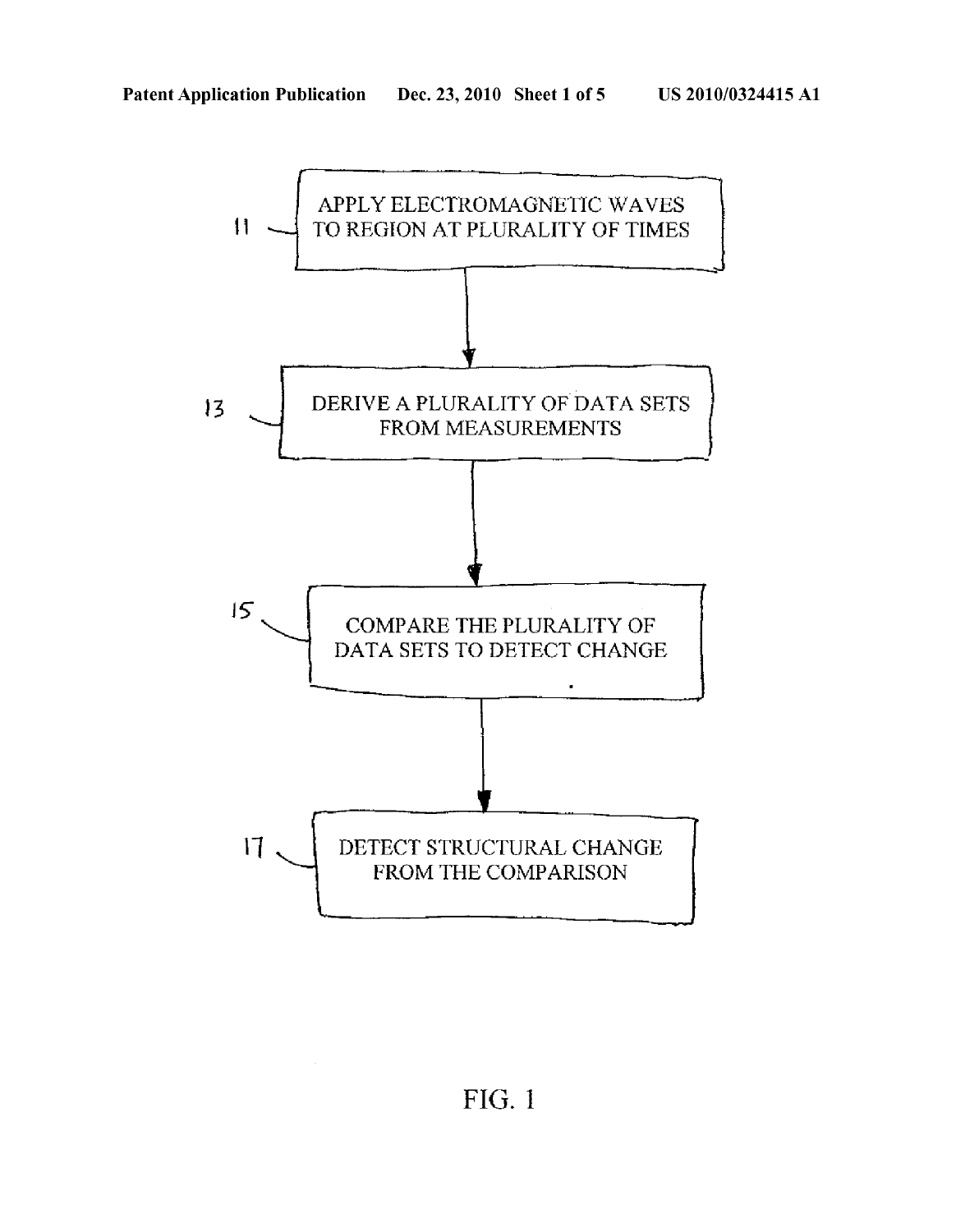11 — APPLY ELECTROMAGNETIC WAVES TO REGION AT PLURALITY OF TIMES

13 — DERIVE A PLURALITY OF DATA SETS FROM MEASUREMENTS

15 — COMPARE THE PLURALITY OF DATA SETS TO DETECT CHANGE

17 — DETECT STRUCTURAL CHANGE FROM THE COMPARISON

FIG. 1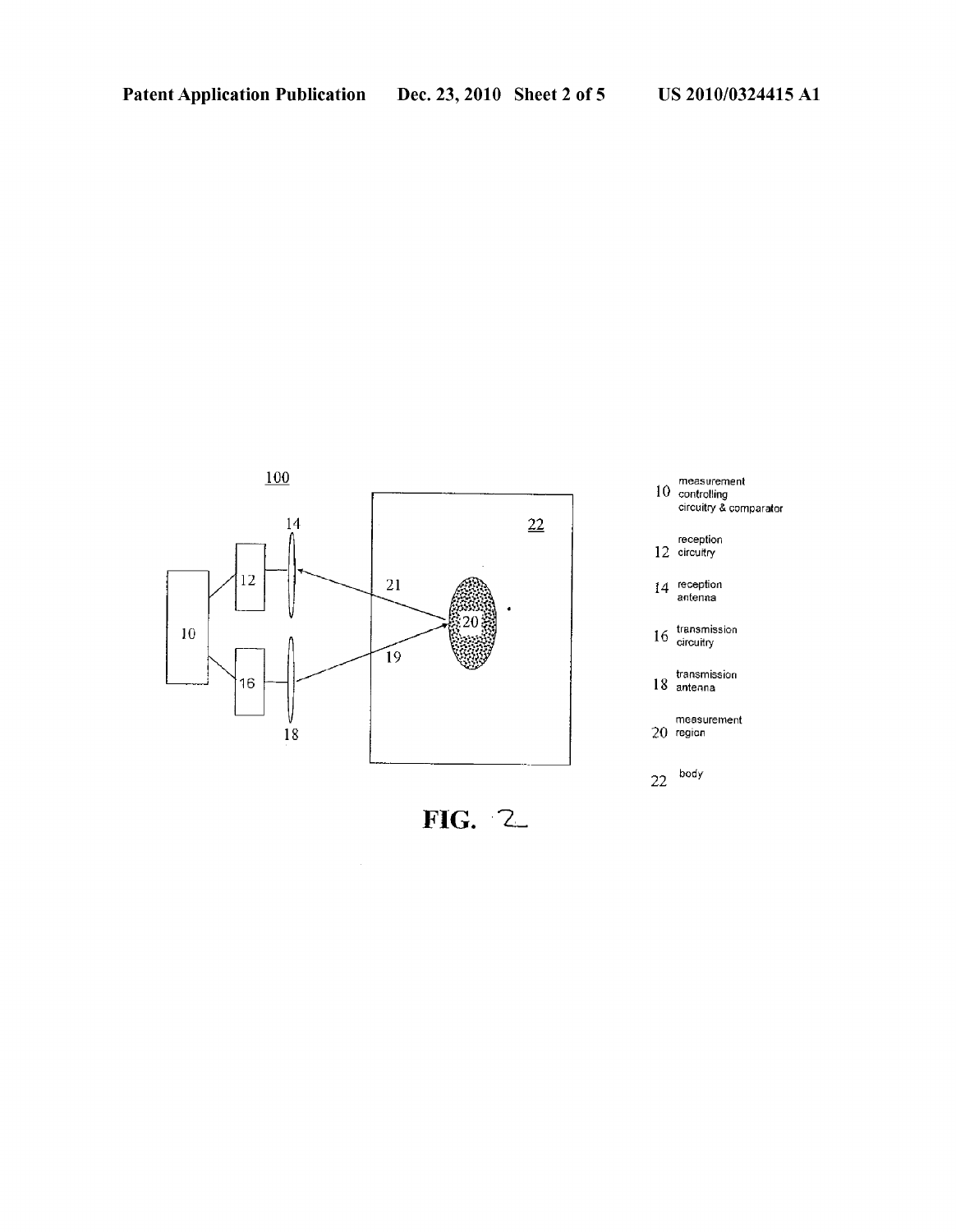100

10 measurement controlling circuitry & comparator

12 reception circuitry

14 reception antenna

16 transmission circuitry

18 transmission antenna

20 measurement region

22 body

FIG. 2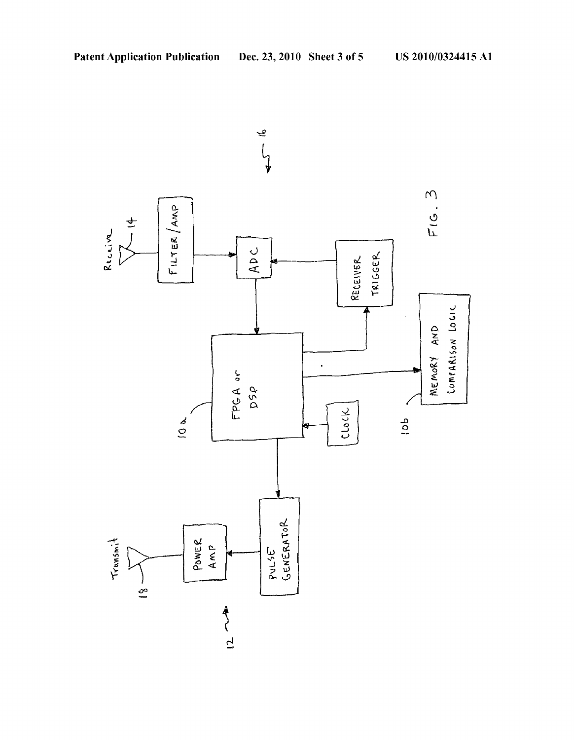Receive

14

FILTER / AMP

ADC

RECEIVER TRIGGER

16

FPGA or DSP

10a

MEMORY AND COMPARISON LOGIC

10b

CLOCK

PULSE GENERATOR

POWER AMP

Transmit

18

12

FIG. 3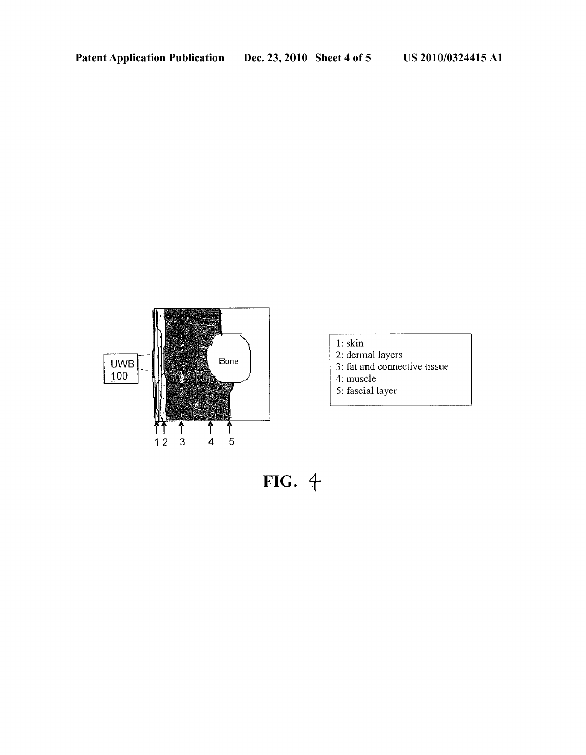UWB
100

Bone

1 2 3 4 5

1: skin
2: dermal layers
3: fat and connective tissue
4: muscle
5: fascial layer

**FIG. 4**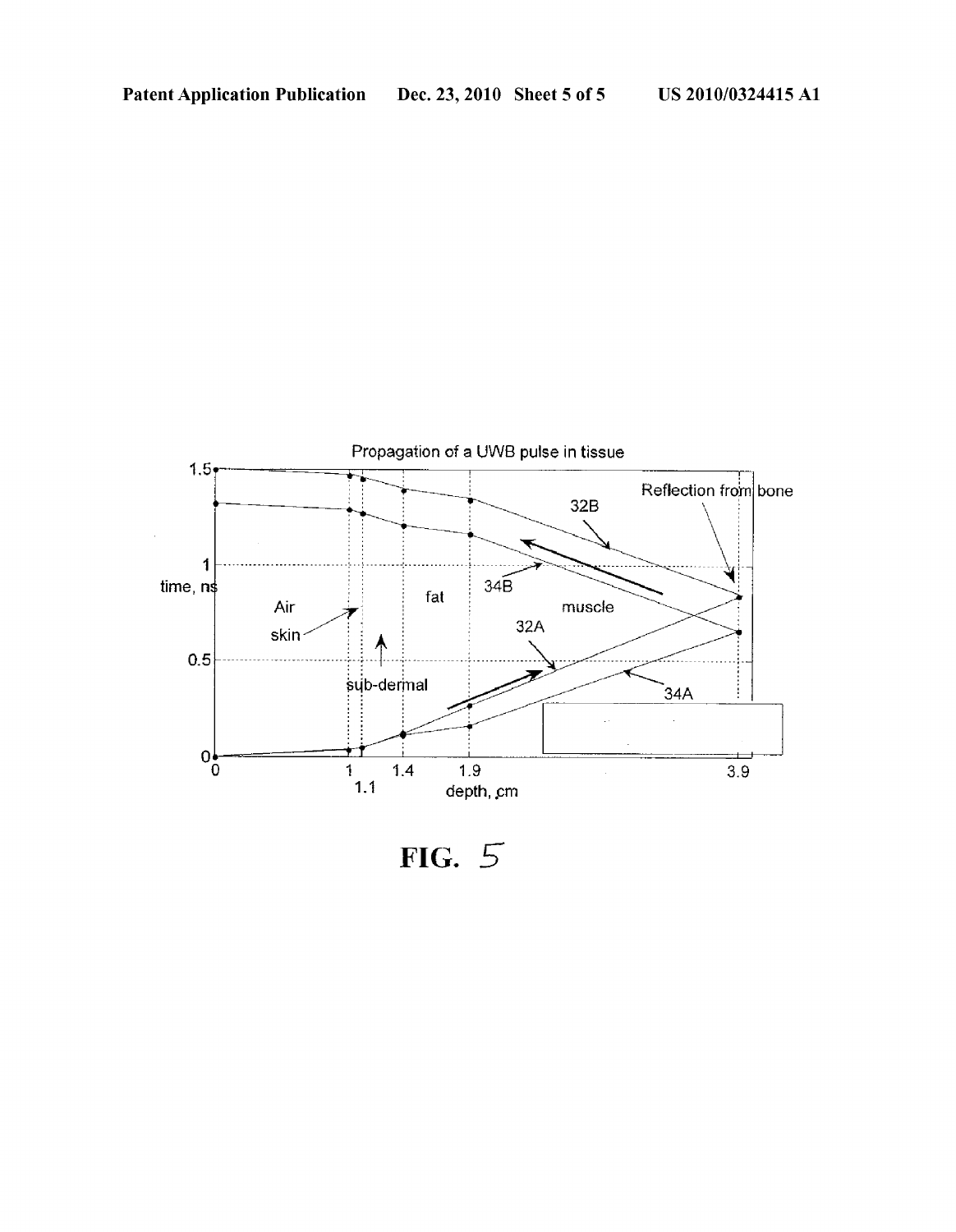Propagation of a UWB pulse in tissue

FIG. 5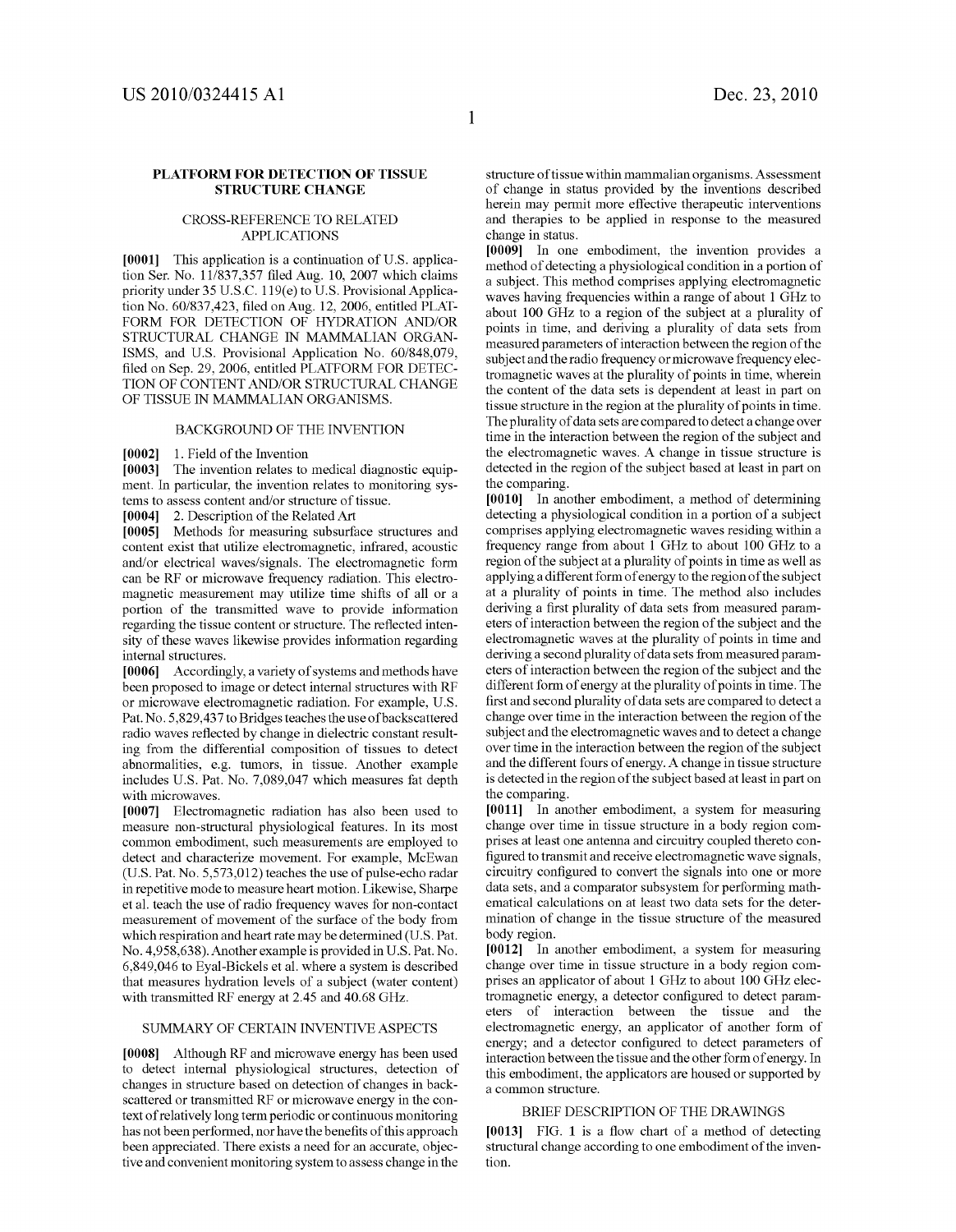# PLATFORM FOR DETECTION OF TISSUE STRUCTURE CHANGE

## CROSS-REFERENCE TO RELATED APPLICATIONS

**[0001]** This application is a continuation of U.S. application Ser. No. 11/837,357 filed Aug. 10, 2007 which claims priority under 35 U.S.C. 119(e) to U.S. Provisional Application No. 60/837,423, filed on Aug. 12, 2006, entitled PLATFORM FOR DETECTION OF HYDRATION AND/OR STRUCTURAL CHANGE IN MAMMALIAN ORGANISMS, and U.S. Provisional Application No. 60/848,079, filed on Sep. 29, 2006, entitled PLATFORM FOR DETECTION OF CONTENT AND/OR STRUCTURAL CHANGE OF TISSUE IN MAMMALIAN ORGANISMS.

## BACKGROUND OF THE INVENTION

**[0002]** 1. Field of the Invention

**[0003]** The invention relates to medical diagnostic equipment. In particular, the invention relates to monitoring systems to assess content and/or structure of tissue.

**[0004]** 2. Description of the Related Art

**[0005]** Methods for measuring subsurface structures and content exist that utilize electromagnetic, infrared, acoustic and/or electrical waves/signals. The electromagnetic form can be RF or microwave frequency radiation. This electromagnetic measurement may utilize time shifts of all or a portion of the transmitted wave to provide information regarding the tissue content or structure. The reflected intensity of these waves likewise provides information regarding internal structures.

**[0006]** Accordingly, a variety of systems and methods have been proposed to image or detect internal structures with RF or microwave electromagnetic radiation. For example, U.S. Pat. No. 5,829,437 to Bridges teaches the use of backscattered radio waves reflected by change in dielectric constant resulting from the differential composition of tissues to detect abnormalities, e.g. tumors, in tissue. Another example includes U.S. Pat. No. 7,089,047 which measures fat depth with microwaves.

**[0007]** Electromagnetic radiation has also been used to measure non-structural physiological features. In its most common embodiment, such measurements are employed to detect and characterize movement. For example, McEwan (U.S. Pat. No. 5,573,012) teaches the use of pulse-echo radar in repetitive mode to measure heart motion. Likewise, Sharpe et al. teach the use of radio frequency waves for non-contact measurement of movement of the surface of the body from which respiration and heart rate may be determined (U.S. Pat. No. 4,958,638). Another example is provided in U.S. Pat. No. 6,849,046 to Eyal-Bickels et al. where a system is described that measures hydration levels of a subject (water content) with transmitted RF energy at 2.45 and 40.68 GHz.

## SUMMARY OF CERTAIN INVENTIVE ASPECTS

**[0008]** Although RF and microwave energy has been used to detect internal physiological structures, detection of changes in structure based on detection of changes in backscattered or transmitted RF or microwave energy in the context of relatively long term periodic or continuous monitoring has not been performed, nor have the benefits of this approach been appreciated. There exists a need for an accurate, objective and convenient monitoring system to assess change in the structure of tissue within mammalian organisms. Assessment of change in status provided by the inventions described herein may permit more effective therapeutic interventions and therapies to be applied in response to the measured change in status.

**[0009]** In one embodiment, the invention provides a method of detecting a physiological condition in a portion of a subject. This method comprises applying electromagnetic waves having frequencies within a range of about 1 GHz to about 100 GHz to a region of the subject at a plurality of points in time, and deriving a plurality of data sets from measured parameters of interaction between the region of the subject and the radio frequency or microwave frequency electromagnetic waves at the plurality of points in time, wherein the content of the data sets is dependent at least in part on tissue structure in the region at the plurality of points in time. The plurality of data sets are compared to detect a change over time in the interaction between the region of the subject and the electromagnetic waves. A change in tissue structure is detected in the region of the subject based at least in part on the comparing.

**[0010]** In another embodiment, a method of determining detecting a physiological condition in a portion of a subject comprises applying electromagnetic waves residing within a frequency range from about 1 GHz to about 100 GHz to a region of the subject at a plurality of points in time as well as applying a different form of energy to the region of the subject at a plurality of points in time. The method also includes deriving a first plurality of data sets from measured parameters of interaction between the region of the subject and the electromagnetic waves at the plurality of points in time and deriving a second plurality of data sets from measured parameters of interaction between the region of the subject and the different form of energy at the plurality of points in time. The first and second plurality of data sets are compared to detect a change over time in the interaction between the region of the subject and the electromagnetic waves and to detect a change over time in the interaction between the region of the subject and the different fours of energy. A change in tissue structure is detected in the region of the subject based at least in part on the comparing.

**[0011]** In another embodiment, a system for measuring change over time in tissue structure in a body region comprises at least one antenna and circuitry coupled thereto configured to transmit and receive electromagnetic wave signals, circuitry configured to convert the signals into one or more data sets, and a comparator subsystem for performing mathematical calculations on at least two data sets for the determination of change in the tissue structure of the measured body region.

**[0012]** In another embodiment, a system for measuring change over time in tissue structure in a body region comprises an applicator of about 1 GHz to about 100 GHz electromagnetic energy, a detector configured to detect parameters of interaction between the tissue and the electromagnetic energy, an applicator of another form of energy; and a detector configured to detect parameters of interaction between the tissue and the other form of energy. In this embodiment, the applicators are housed or supported by a common structure.

## BRIEF DESCRIPTION OF THE DRAWINGS

**[0013]** FIG. 1 is a flow chart of a method of detecting structural change according to one embodiment of the invention.